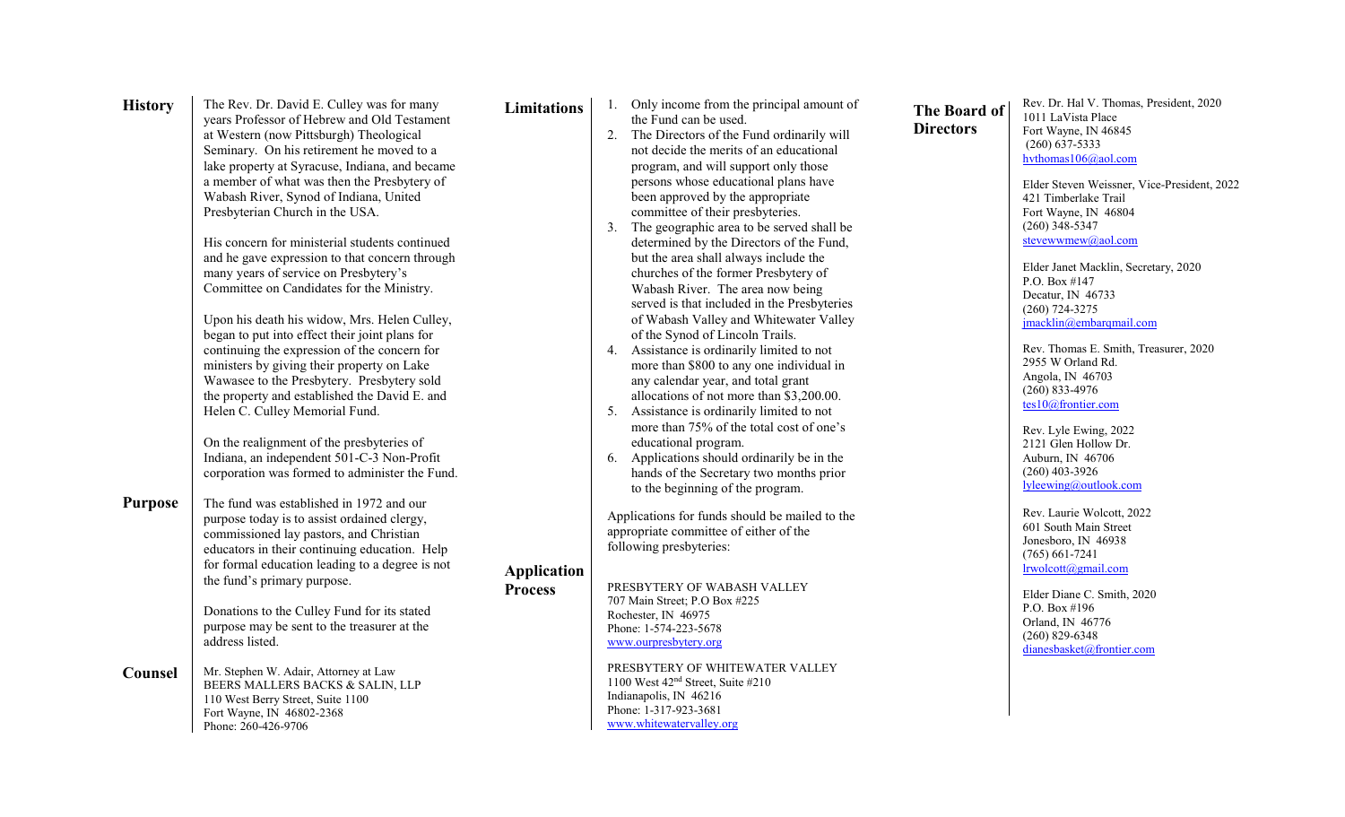## History

The Rev. Dr. David E. Culley was for many years Professor of Hebrew and Old Testament at Western (now Pittsburgh) Theological Seminary. On his retirement he moved to a lake property at Syracuse, Indiana, and became a member of what was then the Presbytery of Wabash River, Synod of Indiana, United Presbyterian Church in the USA.

His concern for ministerial students continued and he gave expression to that concern through many years of service on Presbytery's Committee on Candidates for the Ministry.

Upon his death his widow, Mrs. Helen Culley, began to put into effect their joint plans for continuing the expression of the concern for ministers by giving their property on Lake Wawasee to the Presbytery. Presbytery sold the property and established the David E. and Helen C. Culley Memorial Fund.

On the realignment of the presbyteries of Indiana, an independent 501-C-3 Non-Profit corporation was formed to administer the Fund.

## Purpose

The fund was established in 1972 and our purpose today is to assist ordained clergy, commissioned lay pastors, and Christian educators in their continuing education. Help for formal education leading to a degree is not the fund's primary purpose.

Donations to the Culley Fund for its stated purpose may be sent to the treasurer at the address listed.

## Counsel

Mr. Stephen W. Adair, Attorney at Law
BEERS MALLERS BACKS & SALIN, LLP
110 West Berry Street, Suite 1100
Fort Wayne, IN 46802-2368
Phone: 260-426-9706

## Limitations

1. Only income from the principal amount of the Fund can be used.
2. The Directors of the Fund ordinarily will not decide the merits of an educational program, and will support only those persons whose educational plans have been approved by the appropriate committee of their presbyteries.
3. The geographic area to be served shall be determined by the Directors of the Fund, but the area shall always include the churches of the former Presbytery of Wabash River. The area now being served is that included in the Presbyteries of Wabash Valley and Whitewater Valley of the Synod of Lincoln Trails.
4. Assistance is ordinarily limited to not more than $800 to any one individual in any calendar year, and total grant allocations of not more than $3,200.00.
5. Assistance is ordinarily limited to not more than 75% of the total cost of one's educational program.
6. Applications should ordinarily be in the hands of the Secretary two months prior to the beginning of the program.

## Application Process

Applications for funds should be mailed to the appropriate committee of either of the following presbyteries:

PRESBYTERY OF WABASH VALLEY
707 Main Street; P.O Box #225
Rochester, IN 46975
Phone: 1-574-223-5678
www.ourpresbytery.org

PRESBYTERY OF WHITEWATER VALLEY
1100 West 42nd Street, Suite #210
Indianapolis, IN 46216
Phone: 1-317-923-3681
www.whitewatervalley.org

## The Board of Directors

Rev. Dr. Hal V. Thomas, President, 2020
1011 LaVista Place
Fort Wayne, IN 46845
(260) 637-5333
hvthomas106@aol.com

Elder Steven Weissner, Vice-President, 2022
421 Timberlake Trail
Fort Wayne, IN 46804
(260) 348-5347
stevewwmew@aol.com

Elder Janet Macklin, Secretary, 2020
P.O. Box #147
Decatur, IN 46733
(260) 724-3275
jmacklin@embarqmail.com

Rev. Thomas E. Smith, Treasurer, 2020
2955 W Orland Rd.
Angola, IN 46703
(260) 833-4976
tes10@frontier.com

Rev. Lyle Ewing, 2022
2121 Glen Hollow Dr.
Auburn, IN 46706
(260) 403-3926
lyleewing@outlook.com

Rev. Laurie Wolcott, 2022
601 South Main Street
Jonesboro, IN 46938
(765) 661-7241
lrwolcott@gmail.com

Elder Diane C. Smith, 2020
P.O. Box #196
Orland, IN 46776
(260) 829-6348
dianesbasket@frontier.com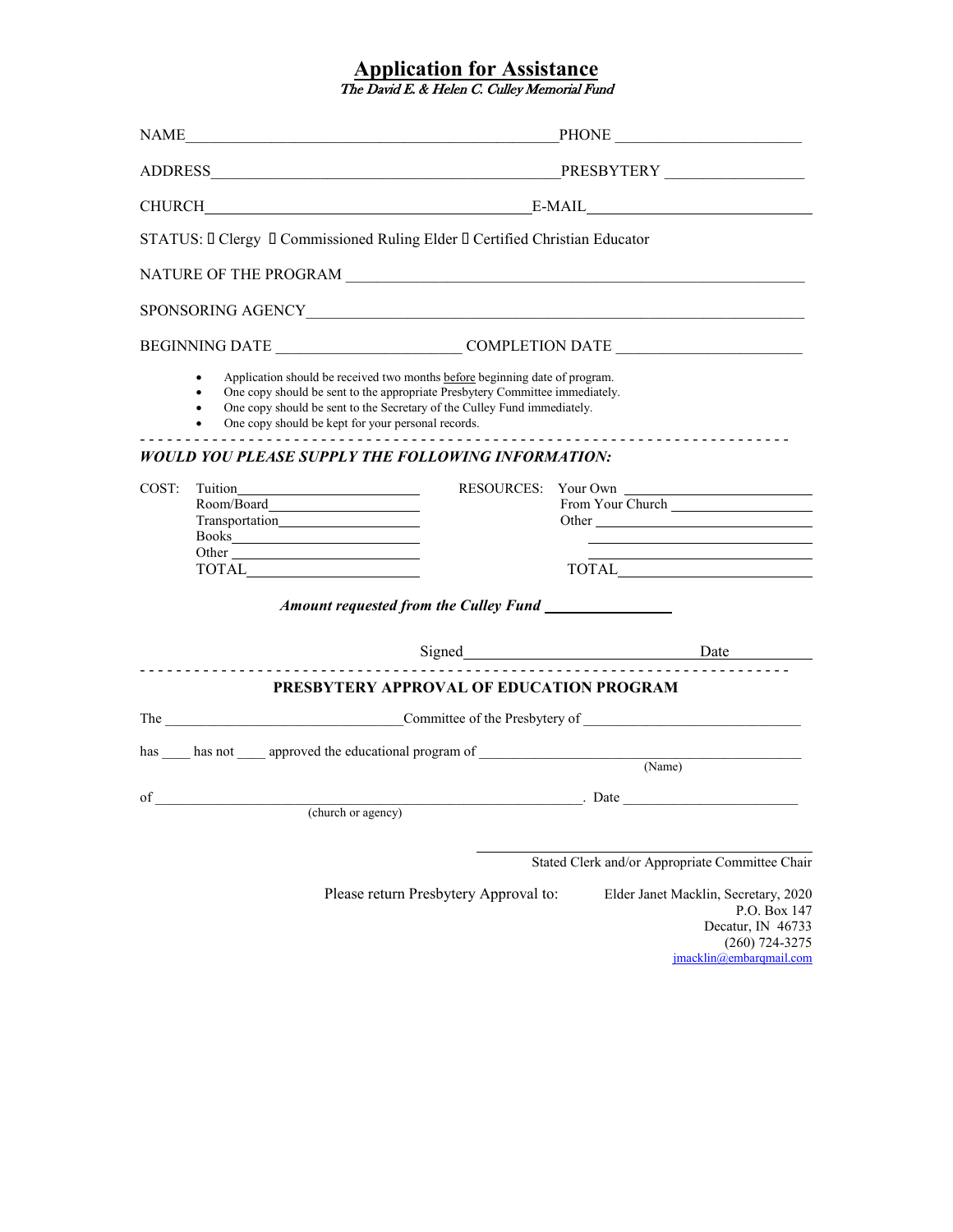# Application for Assistance

*The David E. & Helen C. Culley Memorial Fund*

NAME_______________________________________________PHONE ______________________

ADDRESS____________________________________________PRESBYTERY _________________

CHURCH_________________________________________E-MAIL_________________________

STATUS: ☐ Clergy ☐ Commissioned Ruling Elder ☐ Certified Christian Educator

NATURE OF THE PROGRAM __________________________________________________________

SPONSORING AGENCY_______________________________________________________________

BEGINNING DATE ______________________ COMPLETION DATE ______________________

- Application should be received two months before beginning date of program.
- One copy should be sent to the appropriate Presbytery Committee immediately.
- One copy should be sent to the Secretary of the Culley Fund immediately.
- One copy should be kept for your personal records.

- - - - - - - - - - - - - - - - - - - - - - - - - - - - - - - - - - - - - - - - - - - - - - - - - - - - - - - - - - - - - - - -

***WOULD YOU PLEASE SUPPLY THE FOLLOWING INFORMATION:***

| | |
|---|---|
| COST: Tuition____________________ | RESOURCES: Your Own ____________________ |
| Room/Board____________________ | From Your Church ____________________ |
| Transportation____________________ | Other ____________________ |
| Books____________________ | ____________________ |
| Other ____________________ | ____________________ |
| TOTAL____________________ | TOTAL____________________ |

***Amount requested from the Culley Fund*** ______________

Signed____________________________ Date__________

- - - - - - - - - - - - - - - - - - - - - - - - - - - - - - - - - - - - - - - - - - - - - - - - - - - - - - - - - - - - - - - -

**PRESBYTERY APPROVAL OF EDUCATION PROGRAM**

The ______________________________Committee of the Presbytery of ____________________________

has ____ has not ____ approved the educational program of ___________________________________________
(Name)

of ____________________________________________________________. Date ________________________
(church or agency)

_____________________________________________
Stated Clerk and/or Appropriate Committee Chair

Please return Presbytery Approval to:

Elder Janet Macklin, Secretary, 2020
P.O. Box 147
Decatur, IN 46733
(260) 724-3275
jmacklin@embarqmail.com